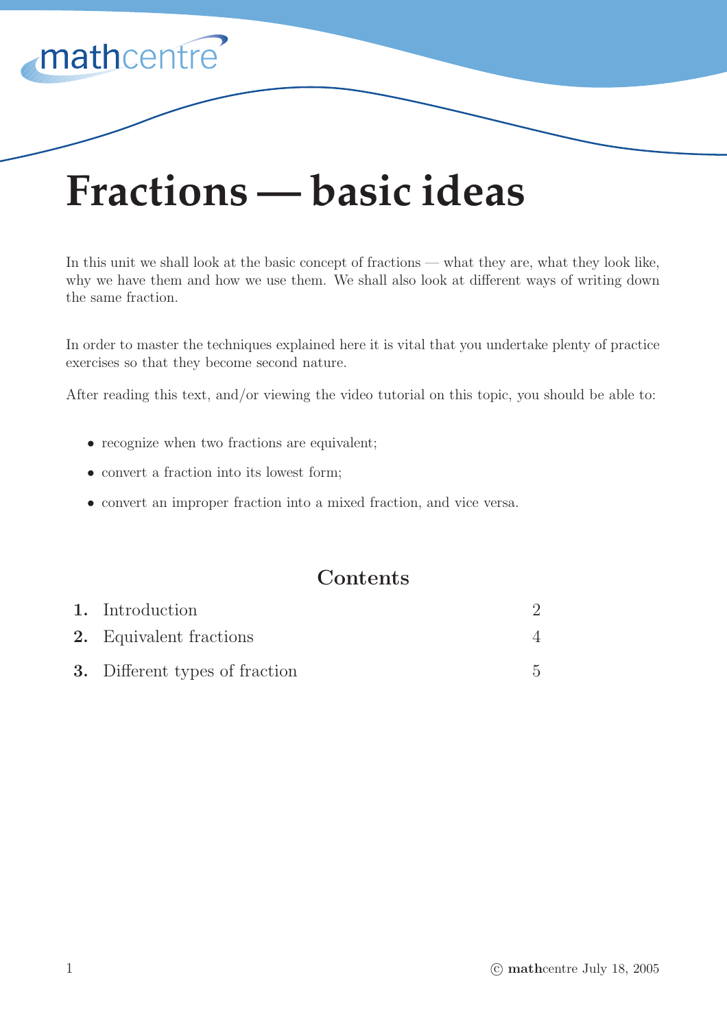# Fractions — basic ideas

In this unit we shall look at the basic concept of fractions — what they are, what they look like, why we have them and how we use them. We shall also look at different ways of writing down the same fraction.

In order to master the techniques explained here it is vital that you undertake plenty of practice exercises so that they become second nature.

After reading this text, and/or viewing the video tutorial on this topic, you should be able to:

- recognize when two fractions are equivalent;
- convert a fraction into its lowest form;
- convert an improper fraction into a mixed fraction, and vice versa.

## Contents

| | | |
|---|---|---|
| **1.** | Introduction | 2 |
| **2.** | Equivalent fractions | 4 |
| **3.** | Different types of fraction | 5 |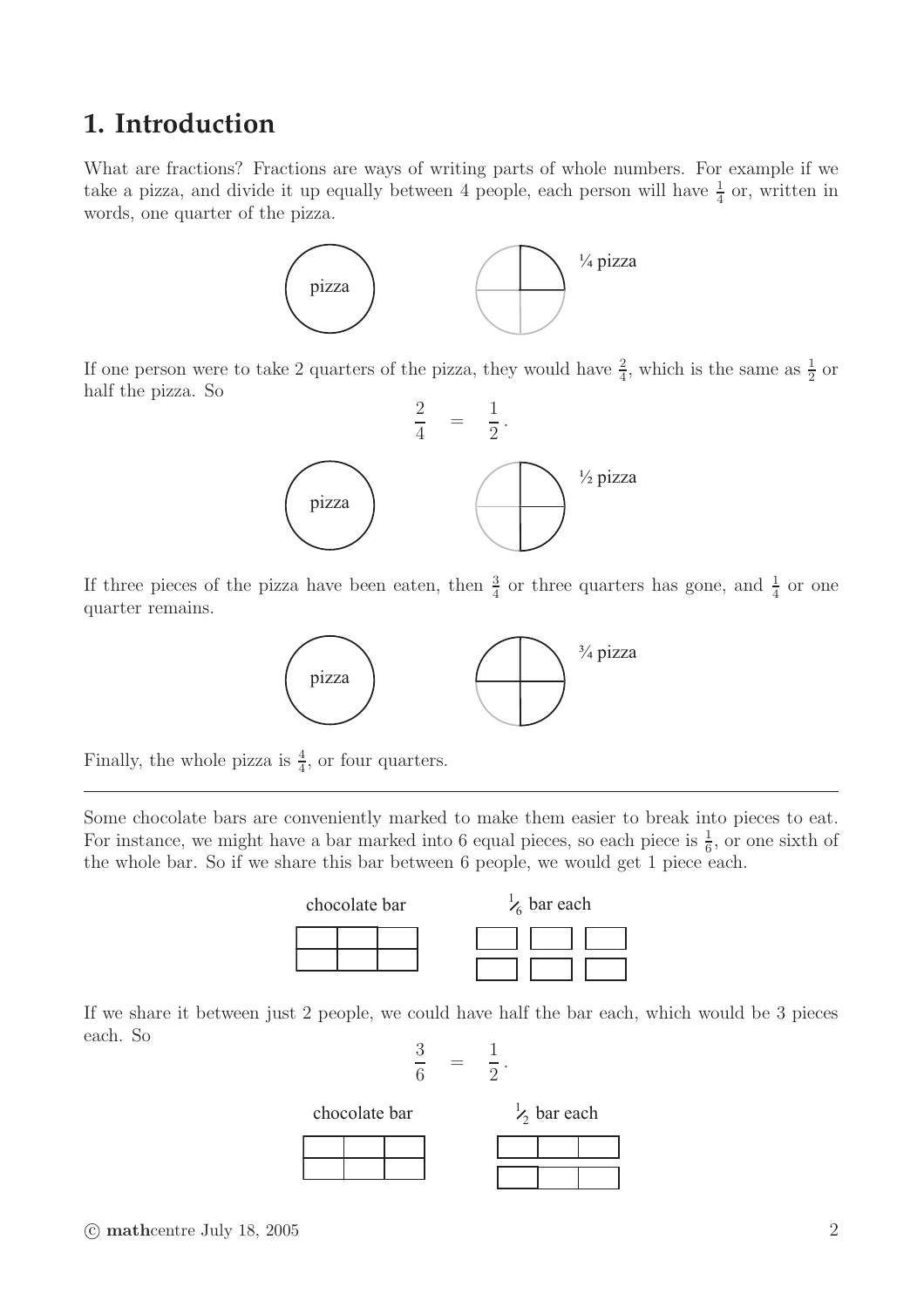# 1. Introduction

What are fractions? Fractions are ways of writing parts of whole numbers. For example if we take a pizza, and divide it up equally between 4 people, each person will have $\frac{1}{4}$ or, written in words, one quarter of the pizza.

If one person were to take 2 quarters of the pizza, they would have $\frac{2}{4}$, which is the same as $\frac{1}{2}$ or half the pizza. So

$$\frac{2}{4} = \frac{1}{2}.$$

If three pieces of the pizza have been eaten, then $\frac{3}{4}$ or three quarters has gone, and $\frac{1}{4}$ or one quarter remains.

Finally, the whole pizza is $\frac{4}{4}$, or four quarters.

---

Some chocolate bars are conveniently marked to make them easier to break into pieces to eat. For instance, we might have a bar marked into 6 equal pieces, so each piece is $\frac{1}{6}$, or one sixth of the whole bar. So if we share this bar between 6 people, we would get 1 piece each.

If we share it between just 2 people, we could have half the bar each, which would be 3 pieces each. So

$$\frac{3}{6} = \frac{1}{2}.$$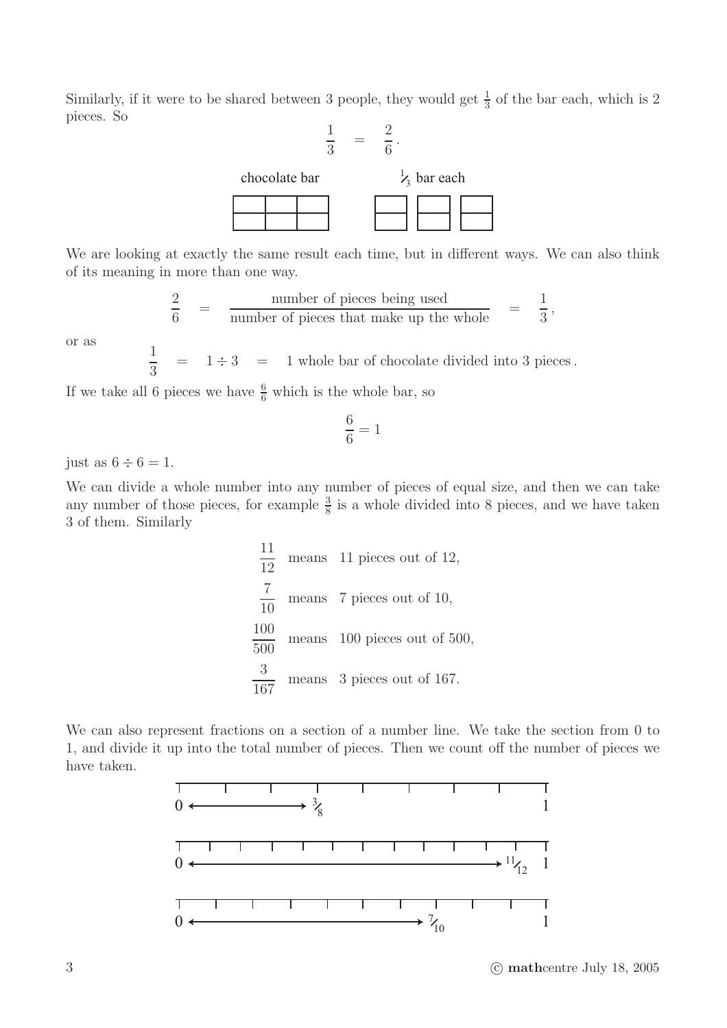Similarly, if it were to be shared between 3 people, they would get $\frac{1}{3}$ of the bar each, which is 2 pieces. So

$$\frac{1}{3} \quad = \quad \frac{2}{6}\,.$$

chocolate bar    $\frac{1}{3}$ bar each

We are looking at exactly the same result each time, but in different ways. We can also think of its meaning in more than one way.

$$\frac{2}{6} \quad = \quad \frac{\text{number of pieces being used}}{\text{number of pieces that make up the whole}} \quad = \quad \frac{1}{3}\,,$$

or as

$$\frac{1}{3} \quad = \quad 1 \div 3 \quad = \quad \text{1 whole bar of chocolate divided into 3 pieces}\,.$$

If we take all 6 pieces we have $\frac{6}{6}$ which is the whole bar, so

$$\frac{6}{6} = 1$$

just as $6 \div 6 = 1$.

We can divide a whole number into any number of pieces of equal size, and then we can take any number of those pieces, for example $\frac{3}{8}$ is a whole divided into 8 pieces, and we have taken 3 of them. Similarly

$$\frac{11}{12} \quad \text{means} \quad \text{11 pieces out of 12,}$$

$$\frac{7}{10} \quad \text{means} \quad \text{7 pieces out of 10,}$$

$$\frac{100}{500} \quad \text{means} \quad \text{100 pieces out of 500,}$$

$$\frac{3}{167} \quad \text{means} \quad \text{3 pieces out of 167.}$$

We can also represent fractions on a section of a number line. We take the section from 0 to 1, and divide it up into the total number of pieces. Then we count off the number of pieces we have taken.

0 ⟷ $\frac{3}{8}$ 1

0 ⟷ $\frac{11}{12}$ 1

0 ⟷ $\frac{7}{10}$ 1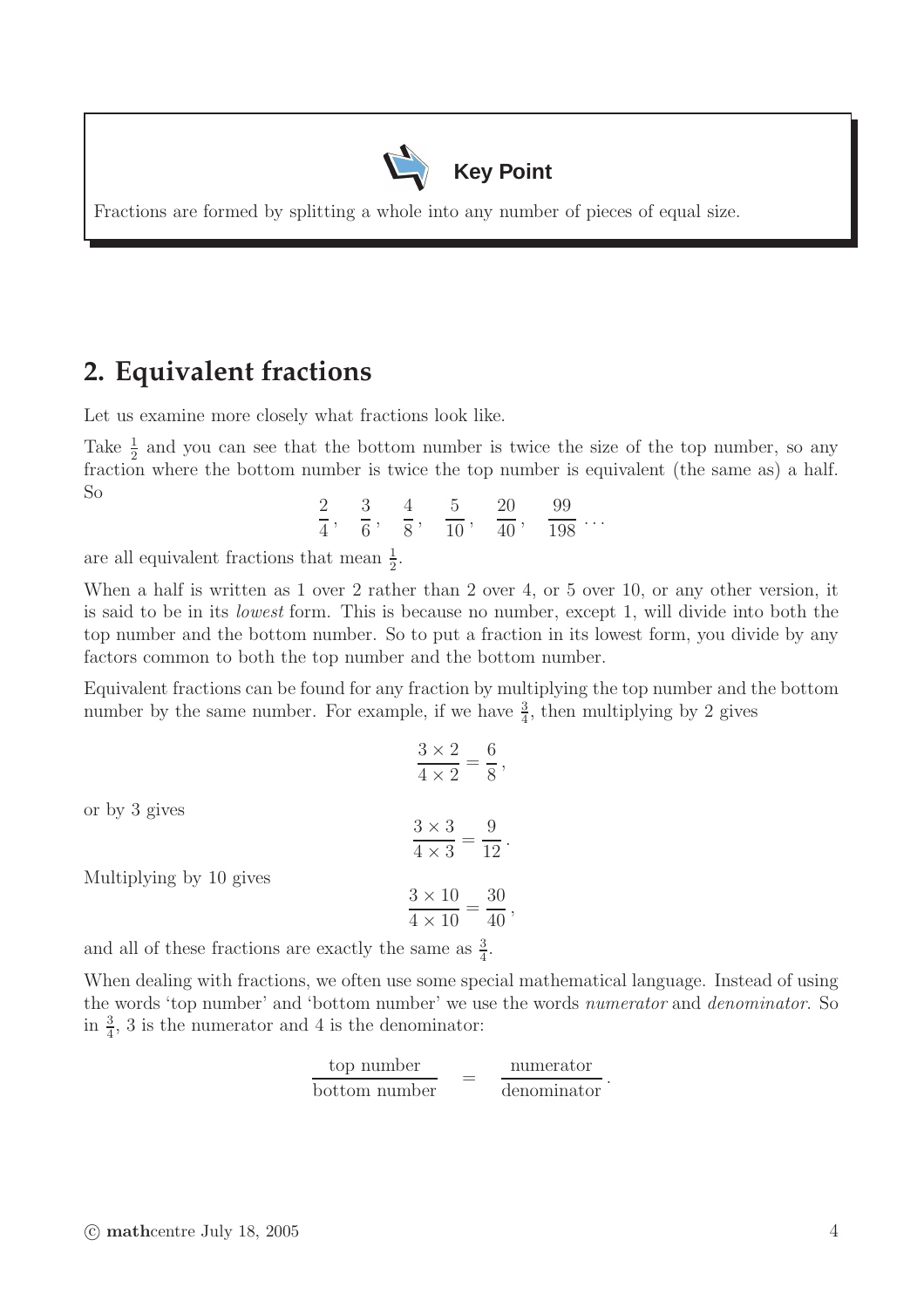> **Key Point**
>
> Fractions are formed by splitting a whole into any number of pieces of equal size.

## 2. Equivalent fractions

Let us examine more closely what fractions look like.

Take $\frac{1}{2}$ and you can see that the bottom number is twice the size of the top number, so any fraction where the bottom number is twice the top number is equivalent (the same as) a half. So

$$\frac{2}{4}, \quad \frac{3}{6}, \quad \frac{4}{8}, \quad \frac{5}{10}, \quad \frac{20}{40}, \quad \frac{99}{198} \ldots$$

are all equivalent fractions that mean $\frac{1}{2}$.

When a half is written as 1 over 2 rather than 2 over 4, or 5 over 10, or any other version, it is said to be in its *lowest* form. This is because no number, except 1, will divide into both the top number and the bottom number. So to put a fraction in its lowest form, you divide by any factors common to both the top number and the bottom number.

Equivalent fractions can be found for any fraction by multiplying the top number and the bottom number by the same number. For example, if we have $\frac{3}{4}$, then multiplying by 2 gives

$$\frac{3 \times 2}{4 \times 2} = \frac{6}{8},$$

or by 3 gives

$$\frac{3 \times 3}{4 \times 3} = \frac{9}{12}.$$

Multiplying by 10 gives

$$\frac{3 \times 10}{4 \times 10} = \frac{30}{40},$$

and all of these fractions are exactly the same as $\frac{3}{4}$.

When dealing with fractions, we often use some special mathematical language. Instead of using the words 'top number' and 'bottom number' we use the words *numerator* and *denominator*. So in $\frac{3}{4}$, 3 is the numerator and 4 is the denominator:

$$\frac{\text{top number}}{\text{bottom number}} \quad = \quad \frac{\text{numerator}}{\text{denominator}}.$$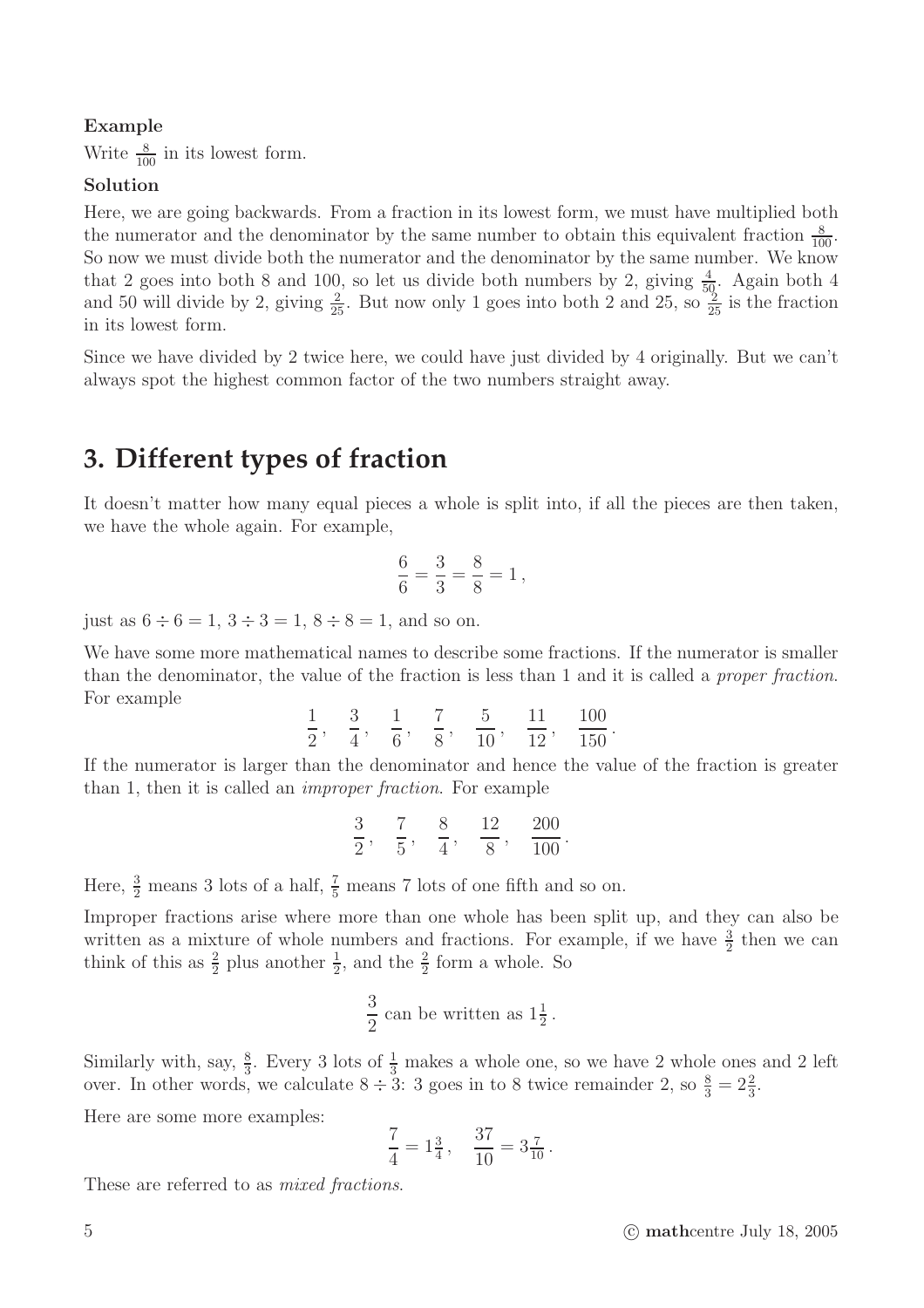**Example**

Write $\frac{8}{100}$ in its lowest form.

**Solution**

Here, we are going backwards. From a fraction in its lowest form, we must have multiplied both the numerator and the denominator by the same number to obtain this equivalent fraction $\frac{8}{100}$. So now we must divide both the numerator and the denominator by the same number. We know that 2 goes into both 8 and 100, so let us divide both numbers by 2, giving $\frac{4}{50}$. Again both 4 and 50 will divide by 2, giving $\frac{2}{25}$. But now only 1 goes into both 2 and 25, so $\frac{2}{25}$ is the fraction in its lowest form.

Since we have divided by 2 twice here, we could have just divided by 4 originally. But we can't always spot the highest common factor of the two numbers straight away.

## 3. Different types of fraction

It doesn't matter how many equal pieces a whole is split into, if all the pieces are then taken, we have the whole again. For example,

$$\frac{6}{6} = \frac{3}{3} = \frac{8}{8} = 1\,,$$

just as $6 \div 6 = 1$, $3 \div 3 = 1$, $8 \div 8 = 1$, and so on.

We have some more mathematical names to describe some fractions. If the numerator is smaller than the denominator, the value of the fraction is less than 1 and it is called a *proper fraction*. For example

$$\frac{1}{2}\,,\quad \frac{3}{4}\,,\quad \frac{1}{6}\,,\quad \frac{7}{8}\,,\quad \frac{5}{10}\,,\quad \frac{11}{12}\,,\quad \frac{100}{150}\,.$$

If the numerator is larger than the denominator and hence the value of the fraction is greater than 1, then it is called an *improper fraction*. For example

$$\frac{3}{2}\,,\quad \frac{7}{5}\,,\quad \frac{8}{4}\,,\quad \frac{12}{8}\,,\quad \frac{200}{100}\,.$$

Here, $\frac{3}{2}$ means 3 lots of a half, $\frac{7}{5}$ means 7 lots of one fifth and so on.

Improper fractions arise where more than one whole has been split up, and they can also be written as a mixture of whole numbers and fractions. For example, if we have $\frac{3}{2}$ then we can think of this as $\frac{2}{2}$ plus another $\frac{1}{2}$, and the $\frac{2}{2}$ form a whole. So

$$\frac{3}{2} \text{ can be written as } 1\tfrac{1}{2}\,.$$

Similarly with, say, $\frac{8}{3}$. Every 3 lots of $\frac{1}{3}$ makes a whole one, so we have 2 whole ones and 2 left over. In other words, we calculate $8 \div 3$: 3 goes in to 8 twice remainder 2, so $\frac{8}{3} = 2\frac{2}{3}$.

Here are some more examples:

$$\frac{7}{4} = 1\tfrac{3}{4}\,,\quad \frac{37}{10} = 3\tfrac{7}{10}\,.$$

These are referred to as *mixed fractions*.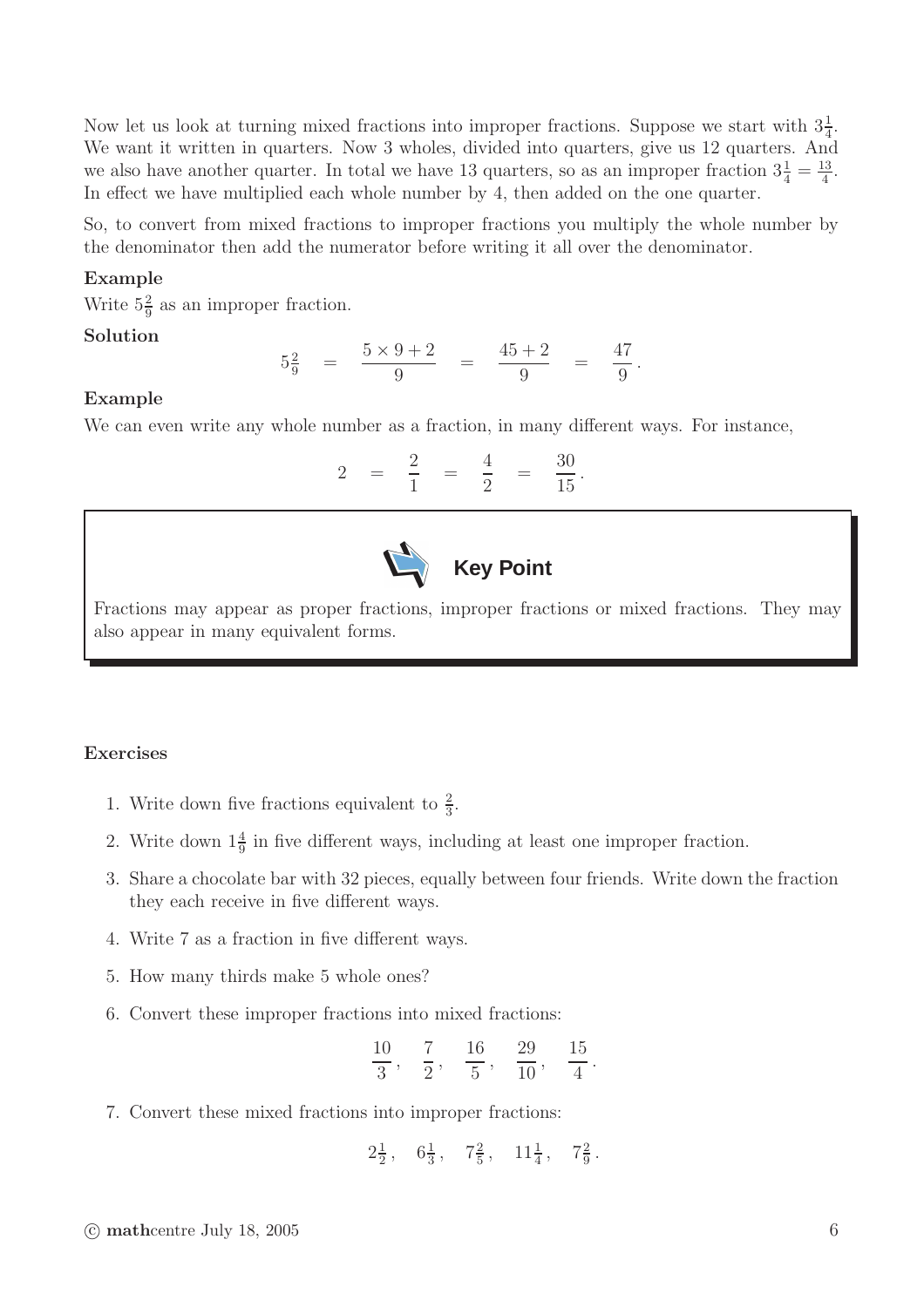Now let us look at turning mixed fractions into improper fractions. Suppose we start with $3\frac{1}{4}$. We want it written in quarters. Now 3 wholes, divided into quarters, give us 12 quarters. And we also have another quarter. In total we have 13 quarters, so as an improper fraction $3\frac{1}{4} = \frac{13}{4}$. In effect we have multiplied each whole number by 4, then added on the one quarter.

So, to convert from mixed fractions to improper fractions you multiply the whole number by the denominator then add the numerator before writing it all over the denominator.

**Example**

Write $5\frac{2}{9}$ as an improper fraction.

**Solution**

$$5\tfrac{2}{9} = \frac{5 \times 9 + 2}{9} = \frac{45 + 2}{9} = \frac{47}{9}.$$

**Example**

We can even write any whole number as a fraction, in many different ways. For instance,

$$2 = \frac{2}{1} = \frac{4}{2} = \frac{30}{15}.$$

**Key Point**

Fractions may appear as proper fractions, improper fractions or mixed fractions. They may also appear in many equivalent forms.

**Exercises**

1. Write down five fractions equivalent to $\frac{2}{3}$.
2. Write down $1\frac{4}{9}$ in five different ways, including at least one improper fraction.
3. Share a chocolate bar with 32 pieces, equally between four friends. Write down the fraction they each receive in five different ways.
4. Write 7 as a fraction in five different ways.
5. How many thirds make 5 whole ones?
6. Convert these improper fractions into mixed fractions:
$$\frac{10}{3}, \quad \frac{7}{2}, \quad \frac{16}{5}, \quad \frac{29}{10}, \quad \frac{15}{4}.$$
7. Convert these mixed fractions into improper fractions:
$$2\tfrac{1}{2}, \quad 6\tfrac{1}{3}, \quad 7\tfrac{2}{5}, \quad 11\tfrac{1}{4}, \quad 7\tfrac{2}{9}.$$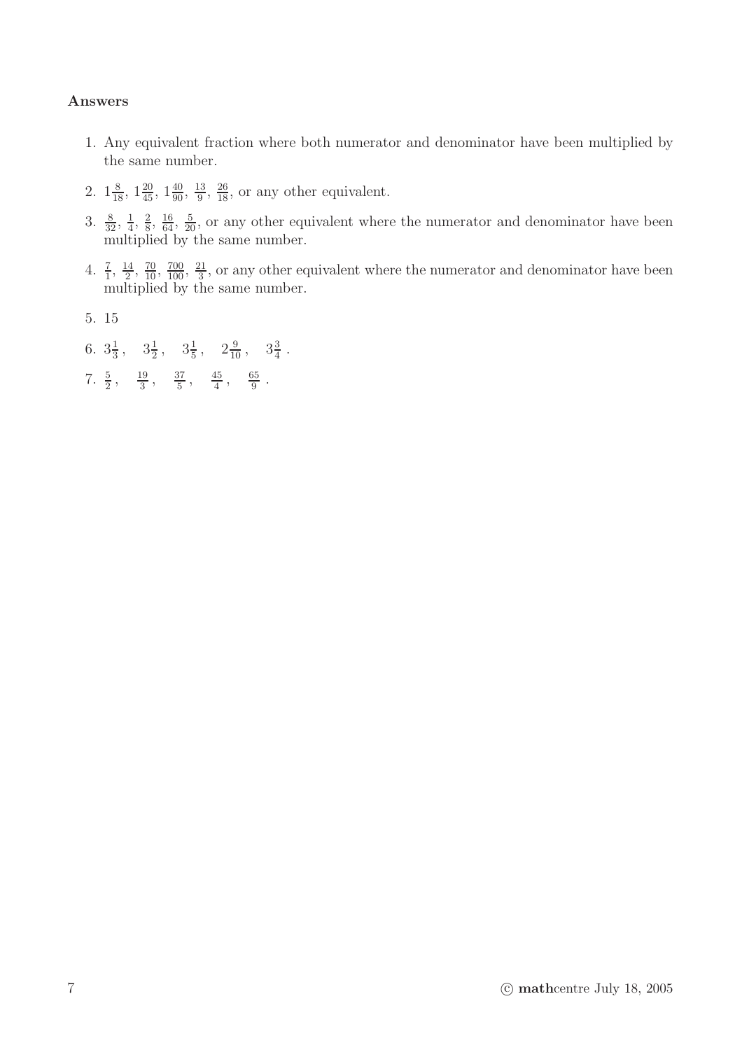**Answers**

1. Any equivalent fraction where both numerator and denominator have been multiplied by the same number.

2. $1\frac{8}{18}$, $1\frac{20}{45}$, $1\frac{40}{90}$, $\frac{13}{9}$, $\frac{26}{18}$, or any other equivalent.

3. $\frac{8}{32}$, $\frac{1}{4}$, $\frac{2}{8}$, $\frac{16}{64}$, $\frac{5}{20}$, or any other equivalent where the numerator and denominator have been multiplied by the same number.

4. $\frac{7}{1}$, $\frac{14}{2}$, $\frac{70}{10}$, $\frac{700}{100}$, $\frac{21}{3}$, or any other equivalent where the numerator and denominator have been multiplied by the same number.

5. 15

6. $3\frac{1}{3}$, $3\frac{1}{2}$, $3\frac{1}{5}$, $2\frac{9}{10}$, $3\frac{3}{4}$.

7. $\frac{5}{2}$, $\frac{19}{3}$, $\frac{37}{5}$, $\frac{45}{4}$, $\frac{65}{9}$.